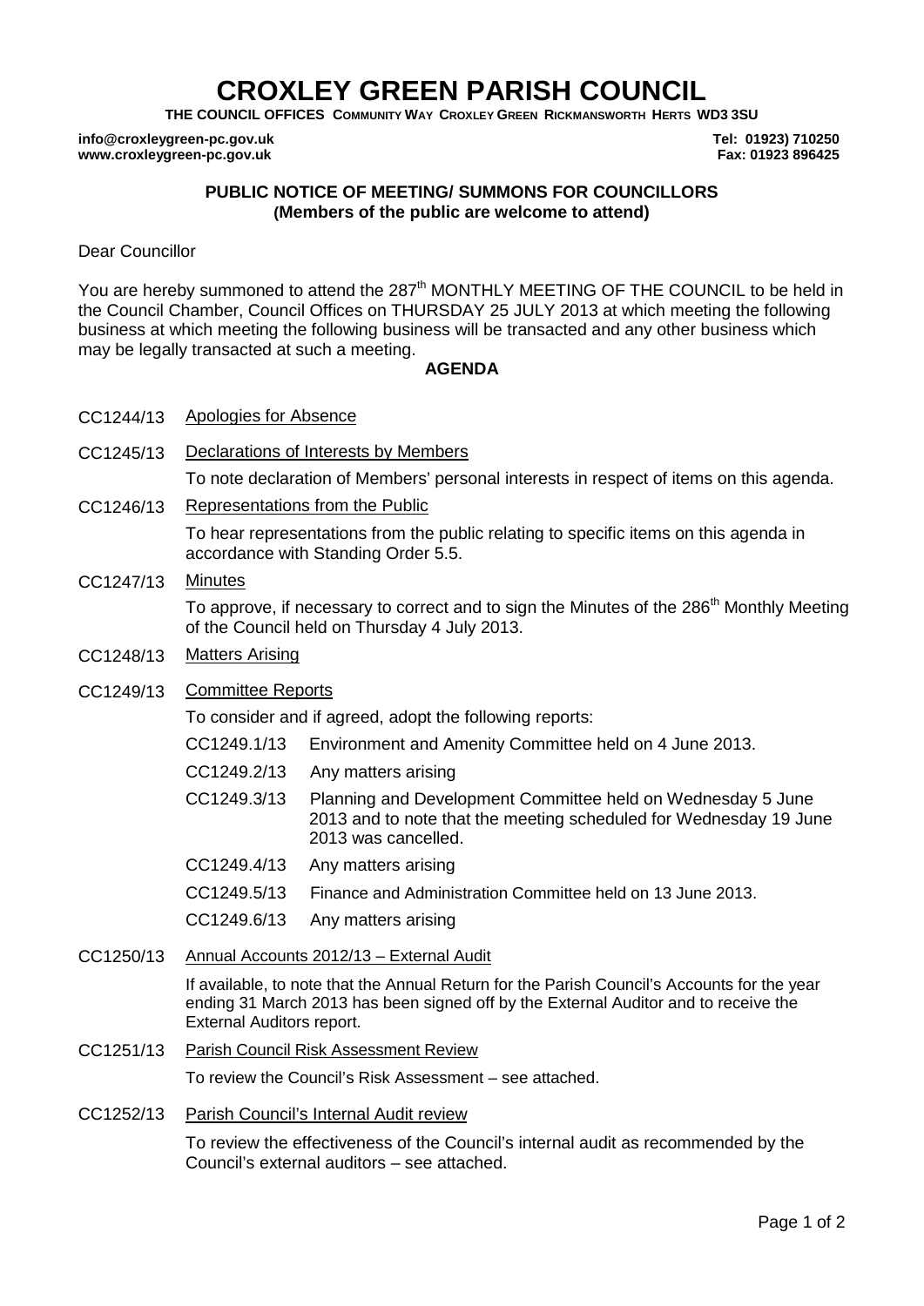# CROXLEY GREEN PARISH COUNCIL

**THE COUNCIL OFFICES COMMUNITY WAY CROXLEY GREEN RICKMANSWORTH HERTS WD3 3SU**

**info@croxleygreen-pc.gov.uk** **Tel: 01923) 710250**
**www.croxleygreen-pc.gov.uk** **Fax: 01923 896425**

**PUBLIC NOTICE OF MEETING/ SUMMONS FOR COUNCILLORS**
**(Members of the public are welcome to attend)**

Dear Councillor

You are hereby summoned to attend the 287th MONTHLY MEETING OF THE COUNCIL to be held in the Council Chamber, Council Offices on THURSDAY 25 JULY 2013 at which meeting the following business at which meeting the following business will be transacted and any other business which may be legally transacted at such a meeting.

**AGENDA**

CC1244/13 Apologies for Absence

CC1245/13 Declarations of Interests by Members

To note declaration of Members' personal interests in respect of items on this agenda.

CC1246/13 Representations from the Public

To hear representations from the public relating to specific items on this agenda in accordance with Standing Order 5.5.

CC1247/13 Minutes

To approve, if necessary to correct and to sign the Minutes of the 286th Monthly Meeting of the Council held on Thursday 4 July 2013.

CC1248/13 Matters Arising

CC1249/13 Committee Reports

To consider and if agreed, adopt the following reports:

- CC1249.1/13 Environment and Amenity Committee held on 4 June 2013.
- CC1249.2/13 Any matters arising
- CC1249.3/13 Planning and Development Committee held on Wednesday 5 June 2013 and to note that the meeting scheduled for Wednesday 19 June 2013 was cancelled.
- CC1249.4/13 Any matters arising
- CC1249.5/13 Finance and Administration Committee held on 13 June 2013.
- CC1249.6/13 Any matters arising

CC1250/13 Annual Accounts 2012/13 – External Audit

If available, to note that the Annual Return for the Parish Council's Accounts for the year ending 31 March 2013 has been signed off by the External Auditor and to receive the External Auditors report.

CC1251/13 Parish Council Risk Assessment Review

To review the Council's Risk Assessment – see attached.

CC1252/13 Parish Council's Internal Audit review

To review the effectiveness of the Council's internal audit as recommended by the Council's external auditors – see attached.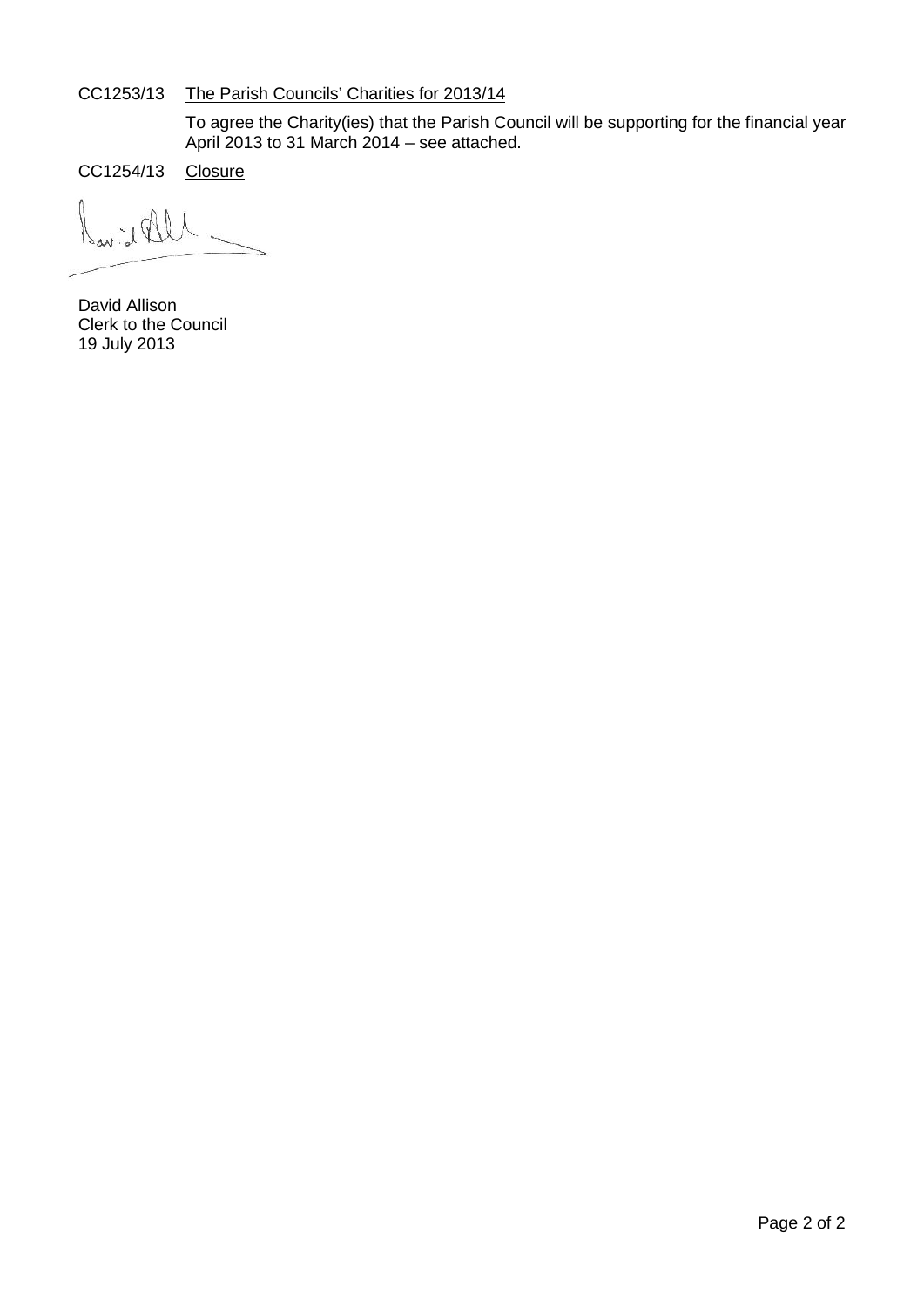CC1253/13 The Parish Councils' Charities for 2013/14

To agree the Charity(ies) that the Parish Council will be supporting for the financial year April 2013 to 31 March 2014 – see attached.

CC1254/13 Closure

David Allison
Clerk to the Council
19 July 2013